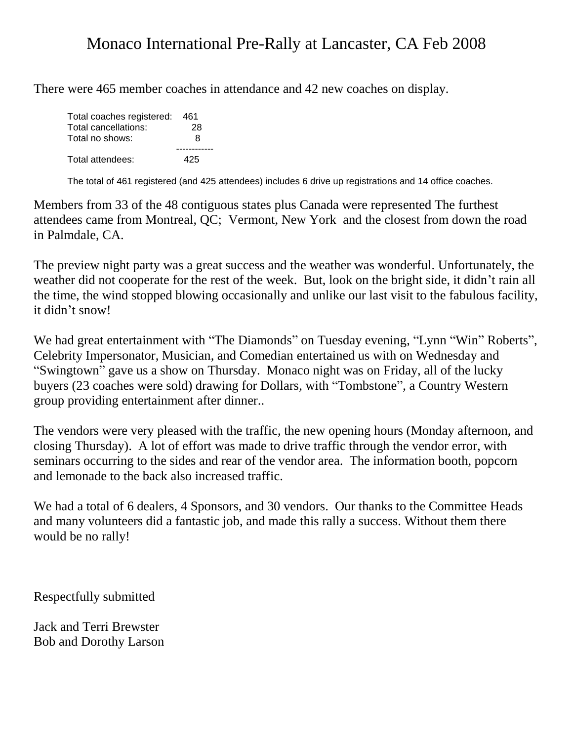# Monaco International Pre-Rally at Lancaster, CA Feb 2008

There were 465 member coaches in attendance and 42 new coaches on display.

| | |
|---|---|
| Total coaches registered: | 461 |
| Total cancellations: | 28 |
| Total no shows: | 8 |
| | ------------ |
| Total attendees: | 425 |

The total of 461 registered (and 425 attendees) includes 6 drive up registrations and 14 office coaches.

Members from 33 of the 48 contiguous states plus Canada were represented The furthest attendees came from Montreal, QC; Vermont, New York and the closest from down the road in Palmdale, CA.

The preview night party was a great success and the weather was wonderful. Unfortunately, the weather did not cooperate for the rest of the week. But, look on the bright side, it didn't rain all the time, the wind stopped blowing occasionally and unlike our last visit to the fabulous facility, it didn't snow!

We had great entertainment with "The Diamonds" on Tuesday evening, "Lynn "Win" Roberts", Celebrity Impersonator, Musician, and Comedian entertained us with on Wednesday and "Swingtown" gave us a show on Thursday. Monaco night was on Friday, all of the lucky buyers (23 coaches were sold) drawing for Dollars, with "Tombstone", a Country Western group providing entertainment after dinner..

The vendors were very pleased with the traffic, the new opening hours (Monday afternoon, and closing Thursday). A lot of effort was made to drive traffic through the vendor error, with seminars occurring to the sides and rear of the vendor area. The information booth, popcorn and lemonade to the back also increased traffic.

We had a total of 6 dealers, 4 Sponsors, and 30 vendors. Our thanks to the Committee Heads and many volunteers did a fantastic job, and made this rally a success. Without them there would be no rally!

Respectfully submitted

Jack and Terri Brewster
Bob and Dorothy Larson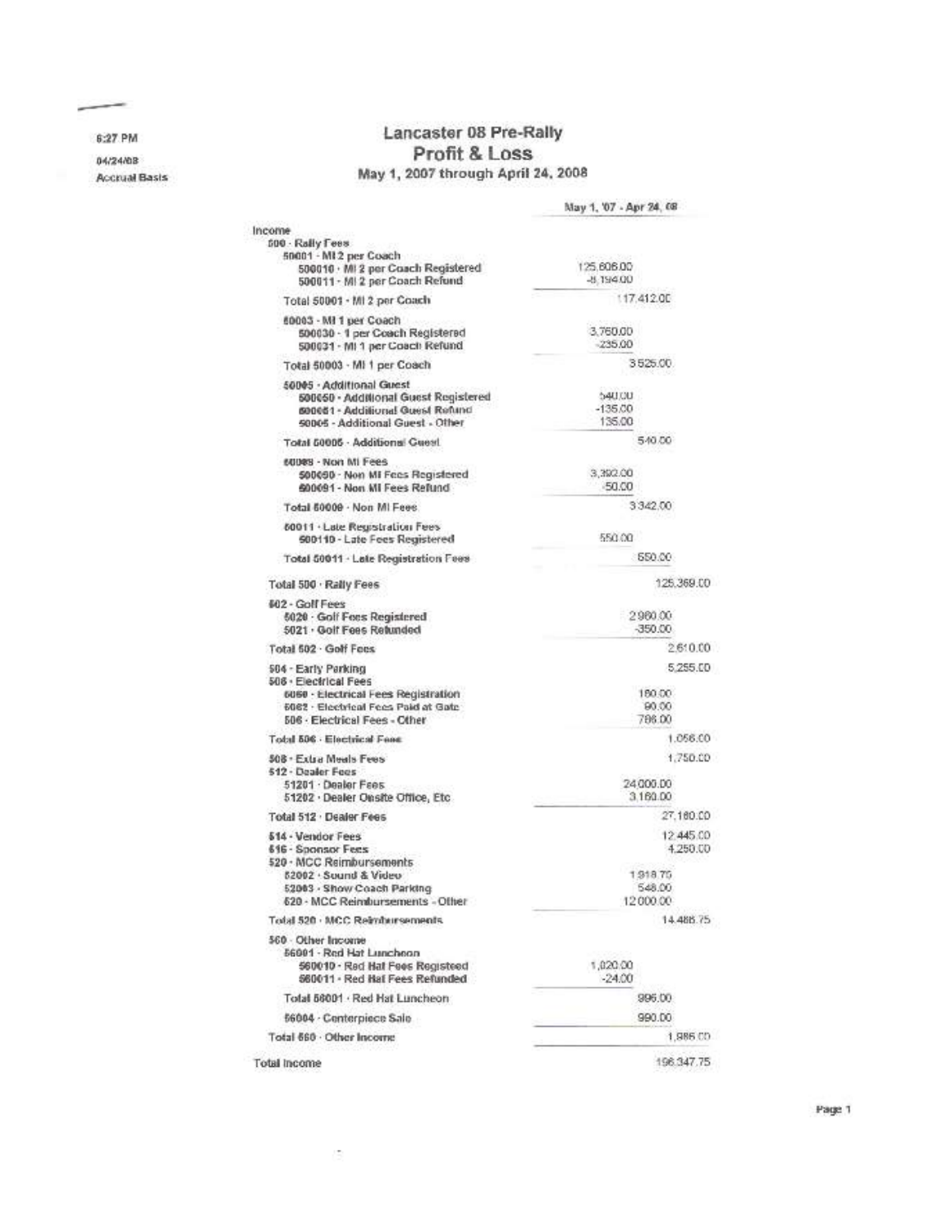6:27 PM

04/24/08

Accrual Basis

# Lancaster 08 Pre-Rally
## Profit & Loss
### May 1, 2007 through April 24, 2008

| | May 1, '07 - Apr 24, 08 | |
|---|---|---|
| **Income** | | |
| 500 · Rally Fees | | |
| 50001 · MI 2 per Coach | | |
| 500010 · MI 2 per Coach Registered | 125,606.00 | |
| 500011 · MI 2 per Coach Refund | -8,194.00 | |
| Total 50001 · MI 2 per Coach | | 117,412.00 |
| 50003 · MI 1 per Coach | | |
| 500030 · 1 per Coach Registered | 3,760.00 | |
| 500031 · MI 1 per Coach Refund | -235.00 | |
| Total 50003 · MI 1 per Coach | | 3,525.00 |
| 50005 · Additional Guest | | |
| 500050 · Additional Guest Registered | 540.00 | |
| 500051 · Additional Guest Refund | -135.00 | |
| 50005 · Additional Guest - Other | 135.00 | |
| Total 50005 · Additional Guest | | 540.00 |
| 50009 · Non MI Fees | | |
| 500090 · Non MI Fees Registered | 3,392.00 | |
| 500091 · Non MI Fees Refund | -50.00 | |
| Total 50009 · Non MI Fees | | 3,342.00 |
| 50011 · Late Registration Fees | | |
| 500110 · Late Fees Registered | 550.00 | |
| Total 50011 · Late Registration Fees | | 550.00 |
| Total 500 · Rally Fees | | 125,369.00 |
| 502 · Golf Fees | | |
| 5020 · Golf Fees Registered | | 2,960.00 |
| 5021 · Golf Fees Refunded | | -350.00 |
| Total 502 · Golf Fees | | 2,610.00 |
| 504 · Early Parking | | 5,255.00 |
| 506 · Electrical Fees | | |
| 5060 · Electrical Fees Registration | | 180.00 |
| 5062 · Electrical Fees Paid at Gate | | 90.00 |
| 506 · Electrical Fees - Other | | 786.00 |
| Total 506 · Electrical Fees | | 1,056.00 |
| 508 · Extra Meals Fees | | 1,750.00 |
| 512 · Dealer Fees | | |
| 51201 · Dealer Fees | | 24,000.00 |
| 51202 · Dealer Onsite Office, Etc | | 3,180.00 |
| Total 512 · Dealer Fees | | 27,180.00 |
| 514 · Vendor Fees | | 12,445.00 |
| 516 · Sponsor Fees | | 4,250.00 |
| 520 · MCC Reimbursements | | |
| 52002 · Sound & Video | | 1,918.75 |
| 52003 · Show Coach Parking | | 548.00 |
| 520 · MCC Reimbursements - Other | | 12,000.00 |
| Total 520 · MCC Reimbursements | | 14,466.75 |
| 560 · Other Income | | |
| 56001 · Red Hat Luncheon | | |
| 560010 · Red Hat Fees Registeed | 1,020.00 | |
| 560011 · Red Hat Fees Refunded | -24.00 | |
| Total 56001 · Red Hat Luncheon | | 996.00 |
| 56004 · Centerpiece Sale | | 990.00 |
| Total 560 · Other Income | | 1,986.00 |
| **Total Income** | | 196,347.75 |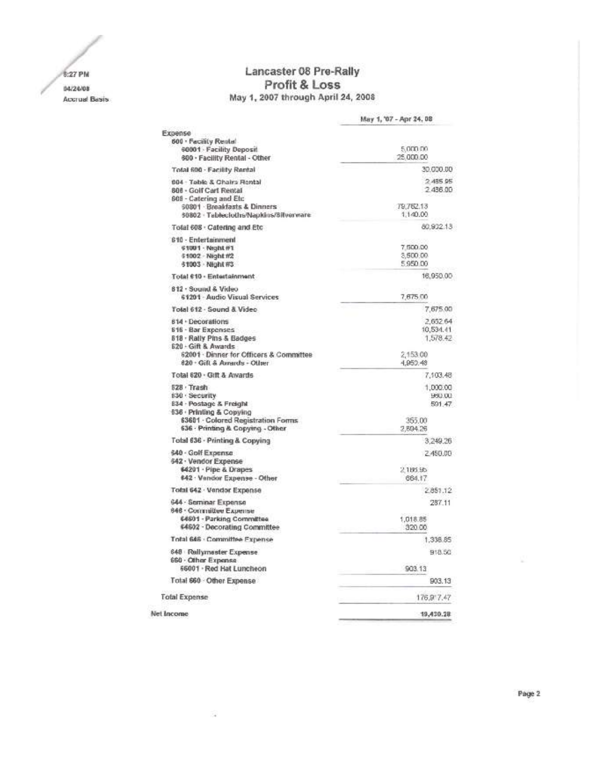8:27 PM
04/24/08
Accrual Basis

# Lancaster 08 Pre-Rally
## Profit & Loss
### May 1, 2007 through April 24, 2008

| | | May 1, '07 - Apr 24, 08 |
|---|---|---|
| **Expense** | | |
| 600 · Facility Rental | | |
| 60001 · Facility Deposit | 5,000.00 | |
| 600 · Facility Rental - Other | 25,000.00 | |
| Total 600 · Facility Rental | | 30,000.00 |
| 604 · Table & Chairs Rental | | 2,485.95 |
| 606 · Golf Cart Rental | | 2,436.00 |
| 608 · Catering and Etc | | |
| 60801 · Breakfasts & Dinners | 79,762.13 | |
| 60802 · Tablecloths/Napkins/Silverware | 1,140.00 | |
| Total 608 · Catering and Etc | | 80,902.13 |
| 610 · Entertainment | | |
| 61001 · Night #1 | 7,500.00 | |
| 61002 · Night #2 | 3,500.00 | |
| 61003 · Night #3 | 5,950.00 | |
| Total 610 · Entertainment | | 16,950.00 |
| 612 · Sound & Video | | |
| 61201 · Audio Visual Services | 7,675.00 | |
| Total 612 · Sound & Video | | 7,675.00 |
| 614 · Decorations | | 2,652.64 |
| 616 · Bar Expenses | | 10,534.41 |
| 618 · Rally Pins & Badges | | 1,578.42 |
| 620 · Gift & Awards | | |
| 62001 · Dinner for Officers & Committee | 2,153.00 | |
| 620 · Gift & Awards - Other | 4,950.48 | |
| Total 620 · Gift & Awards | | 7,103.48 |
| 628 · Trash | | 1,000.00 |
| 630 · Security | | 960.00 |
| 634 · Postage & Freight | | 591.47 |
| 636 · Printing & Copying | | |
| 63601 · Colored Registration Forms | 355.00 | |
| 636 · Printing & Copying - Other | 2,894.26 | |
| Total 636 · Printing & Copying | | 3,249.26 |
| 640 · Golf Expense | | 2,450.00 |
| 642 · Vendor Expense | | |
| 64201 · Pipe & Drapes | 2,186.95 | |
| 642 · Vendor Expense - Other | 664.17 | |
| Total 642 · Vendor Expense | | 2,851.12 |
| 644 · Seminar Expense | | 287.11 |
| 646 · Committee Expense | | |
| 64601 · Parking Committee | 1,018.85 | |
| 64602 · Decorating Committee | 320.00 | |
| Total 646 · Committee Expense | | 1,338.85 |
| 648 · Rallymaster Expense | | 918.50 |
| 660 · Other Expense | | |
| 66001 · Red Hat Luncheon | 903.13 | |
| Total 660 · Other Expense | | 903.13 |
| **Total Expense** | | 176,917.47 |
| **Net Income** | | 19,430.28 |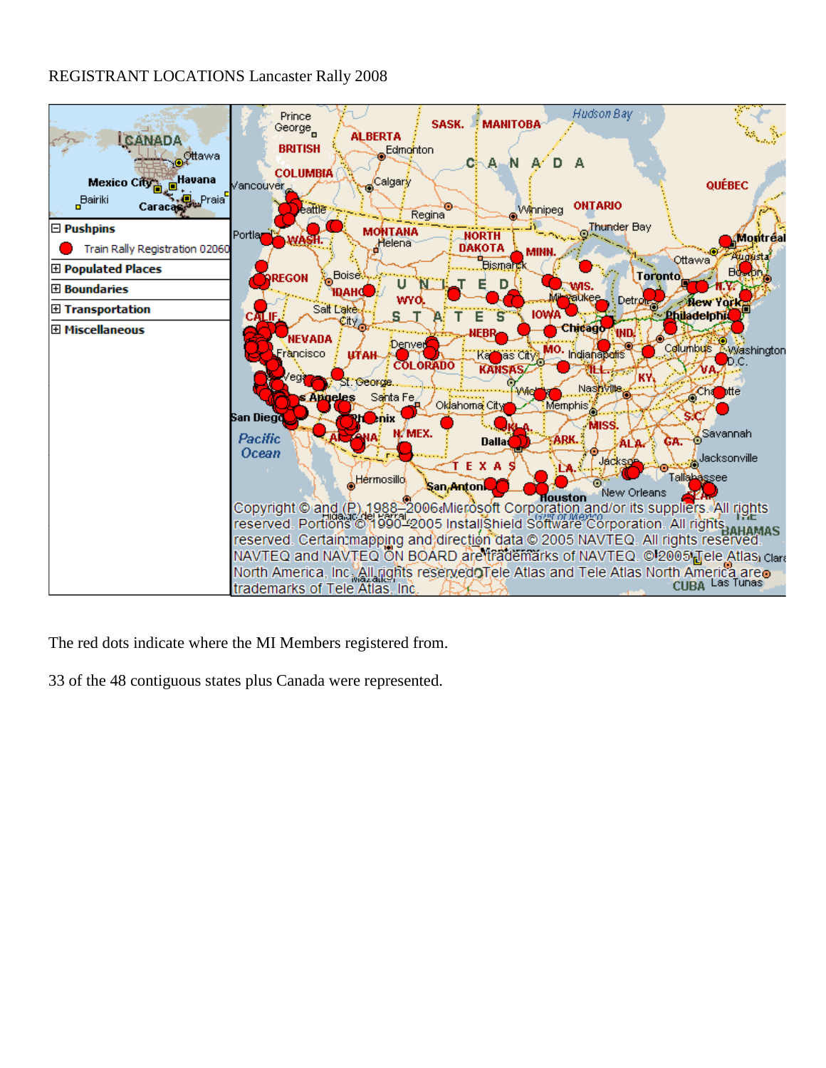REGISTRANT LOCATIONS Lancaster Rally 2008

Pushpins

Train Rally Registration 02060

Populated Places

Boundaries

Transportation

Miscellaneous

Copyright © and (P) 1988–2006 Microsoft Corporation and/or its suppliers. All rights reserved. Portions © 1990–2005 InstallShield Software Corporation. All rights reserved. Certain mapping and direction data © 2005 NAVTEQ. All rights reserved. NAVTEQ and NAVTEQ ON BOARD are trademarks of NAVTEQ. © 2005 Tele Atlas North America, Inc. All rights reserved. Tele Atlas and Tele Atlas North America are trademarks of Tele Atlas, Inc.

The red dots indicate where the MI Members registered from.

33 of the 48 contiguous states plus Canada were represented.